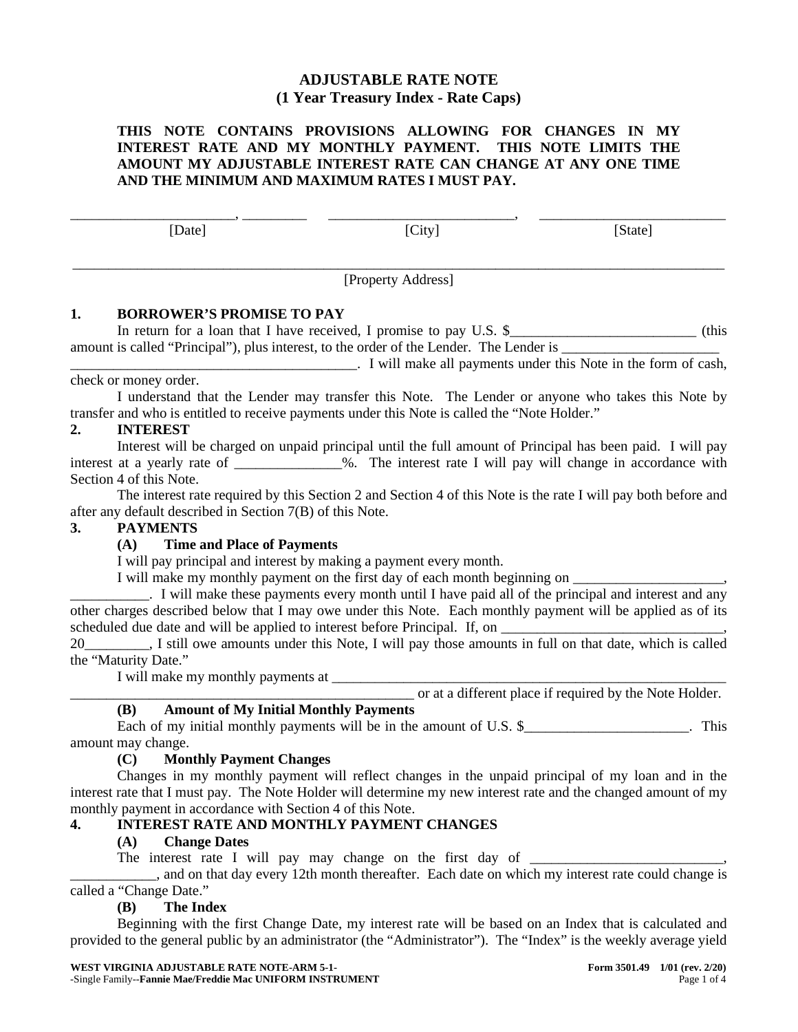# ADJUSTABLE RATE NOTE
## (1 Year Treasury Index - Rate Caps)

**THIS NOTE CONTAINS PROVISIONS ALLOWING FOR CHANGES IN MY INTEREST RATE AND MY MONTHLY PAYMENT. THIS NOTE LIMITS THE AMOUNT MY ADJUSTABLE INTEREST RATE CAN CHANGE AT ANY ONE TIME AND THE MINIMUM AND MAXIMUM RATES I MUST PAY.**

______________________, _________ [Date]     __________________________, [City]     __________________________ [State]

______________________________________________________________________________________________
[Property Address]

**1. BORROWER'S PROMISE TO PAY**

In return for a loan that I have received, I promise to pay U.S. $__________________________ (this amount is called "Principal"), plus interest, to the order of the Lender. The Lender is ______________________ ________________________________________. I will make all payments under this Note in the form of cash, check or money order.

I understand that the Lender may transfer this Note. The Lender or anyone who takes this Note by transfer and who is entitled to receive payments under this Note is called the "Note Holder."

**2. INTEREST**

Interest will be charged on unpaid principal until the full amount of Principal has been paid. I will pay interest at a yearly rate of _______________%. The interest rate I will pay will change in accordance with Section 4 of this Note.

The interest rate required by this Section 2 and Section 4 of this Note is the rate I will pay both before and after any default described in Section 7(B) of this Note.

**3. PAYMENTS**

**(A) Time and Place of Payments**

I will pay principal and interest by making a payment every month.

I will make my monthly payment on the first day of each month beginning on _____________________, ___________. I will make these payments every month until I have paid all of the principal and interest and any other charges described below that I may owe under this Note. Each monthly payment will be applied as of its scheduled due date and will be applied to interest before Principal. If, on _______________________________, 20_________, I still owe amounts under this Note, I will pay those amounts in full on that date, which is called the "Maturity Date."

I will make my monthly payments at __________________________________________________________ ________________________________________________ or at a different place if required by the Note Holder.

**(B) Amount of My Initial Monthly Payments**

Each of my initial monthly payments will be in the amount of U.S. $_______________________. This amount may change.

**(C) Monthly Payment Changes**

Changes in my monthly payment will reflect changes in the unpaid principal of my loan and in the interest rate that I must pay. The Note Holder will determine my new interest rate and the changed amount of my monthly payment in accordance with Section 4 of this Note.

**4. INTEREST RATE AND MONTHLY PAYMENT CHANGES**

**(A) Change Dates**

The interest rate I will pay may change on the first day of ___________________________, ____________, and on that day every 12th month thereafter. Each date on which my interest rate could change is called a "Change Date."

**(B) The Index**

Beginning with the first Change Date, my interest rate will be based on an Index that is calculated and provided to the general public by an administrator (the "Administrator"). The "Index" is the weekly average yield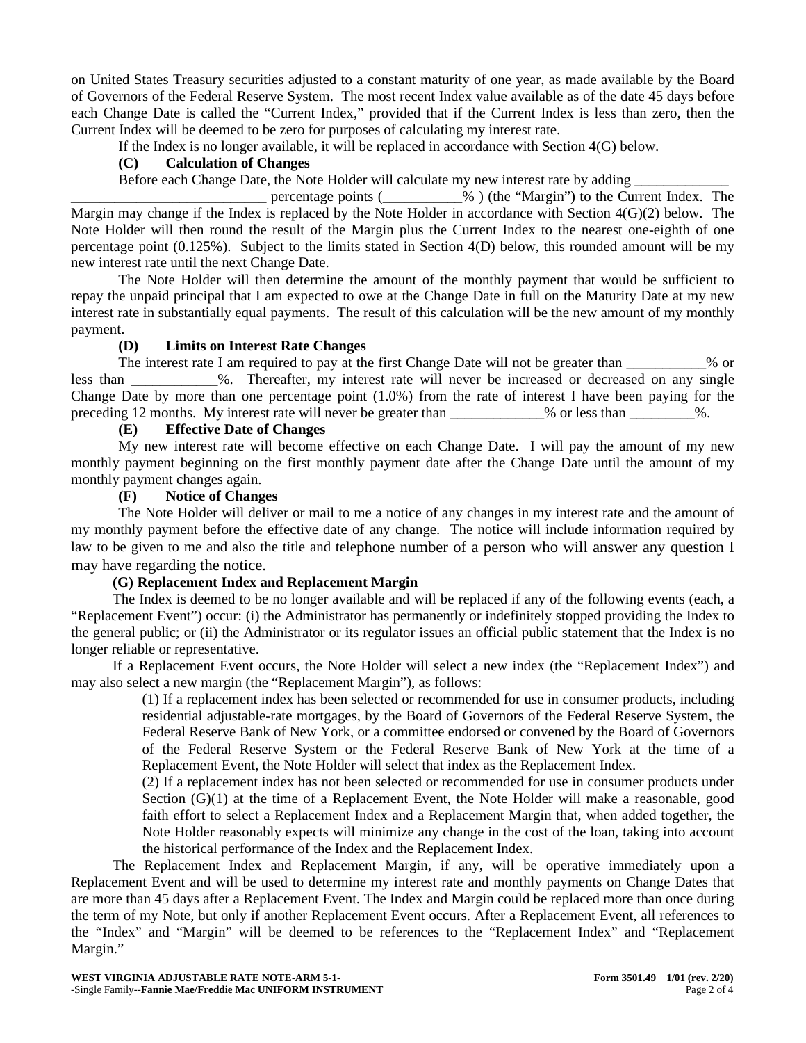on United States Treasury securities adjusted to a constant maturity of one year, as made available by the Board of Governors of the Federal Reserve System. The most recent Index value available as of the date 45 days before each Change Date is called the "Current Index," provided that if the Current Index is less than zero, then the Current Index will be deemed to be zero for purposes of calculating my interest rate.

If the Index is no longer available, it will be replaced in accordance with Section 4(G) below.

**(C) Calculation of Changes**

Before each Change Date, the Note Holder will calculate my new interest rate by adding _____________ ___________________________ percentage points (___________% ) (the "Margin") to the Current Index. The Margin may change if the Index is replaced by the Note Holder in accordance with Section 4(G)(2) below. The Note Holder will then round the result of the Margin plus the Current Index to the nearest one-eighth of one percentage point (0.125%). Subject to the limits stated in Section 4(D) below, this rounded amount will be my new interest rate until the next Change Date.

The Note Holder will then determine the amount of the monthly payment that would be sufficient to repay the unpaid principal that I am expected to owe at the Change Date in full on the Maturity Date at my new interest rate in substantially equal payments. The result of this calculation will be the new amount of my monthly payment.

**(D) Limits on Interest Rate Changes**

The interest rate I am required to pay at the first Change Date will not be greater than ___________% or less than ____________%. Thereafter, my interest rate will never be increased or decreased on any single Change Date by more than one percentage point (1.0%) from the rate of interest I have been paying for the preceding 12 months. My interest rate will never be greater than _____________% or less than _________%.

**(E) Effective Date of Changes**

My new interest rate will become effective on each Change Date. I will pay the amount of my new monthly payment beginning on the first monthly payment date after the Change Date until the amount of my monthly payment changes again.

**(F) Notice of Changes**

The Note Holder will deliver or mail to me a notice of any changes in my interest rate and the amount of my monthly payment before the effective date of any change. The notice will include information required by law to be given to me and also the title and telephone number of a person who will answer any question I may have regarding the notice.

**(G) Replacement Index and Replacement Margin**

The Index is deemed to be no longer available and will be replaced if any of the following events (each, a "Replacement Event") occur: (i) the Administrator has permanently or indefinitely stopped providing the Index to the general public; or (ii) the Administrator or its regulator issues an official public statement that the Index is no longer reliable or representative.

If a Replacement Event occurs, the Note Holder will select a new index (the "Replacement Index") and may also select a new margin (the "Replacement Margin"), as follows:

(1) If a replacement index has been selected or recommended for use in consumer products, including residential adjustable-rate mortgages, by the Board of Governors of the Federal Reserve System, the Federal Reserve Bank of New York, or a committee endorsed or convened by the Board of Governors of the Federal Reserve System or the Federal Reserve Bank of New York at the time of a Replacement Event, the Note Holder will select that index as the Replacement Index.

(2) If a replacement index has not been selected or recommended for use in consumer products under Section (G)(1) at the time of a Replacement Event, the Note Holder will make a reasonable, good faith effort to select a Replacement Index and a Replacement Margin that, when added together, the Note Holder reasonably expects will minimize any change in the cost of the loan, taking into account the historical performance of the Index and the Replacement Index.

The Replacement Index and Replacement Margin, if any, will be operative immediately upon a Replacement Event and will be used to determine my interest rate and monthly payments on Change Dates that are more than 45 days after a Replacement Event. The Index and Margin could be replaced more than once during the term of my Note, but only if another Replacement Event occurs. After a Replacement Event, all references to the "Index" and "Margin" will be deemed to be references to the "Replacement Index" and "Replacement Margin."

**WEST VIRGINIA ADJUSTABLE RATE NOTE-ARM 5-1-** **Form 3501.49 1/01 (rev. 2/20)**
-Single Family--**Fannie Mae/Freddie Mac UNIFORM INSTRUMENT**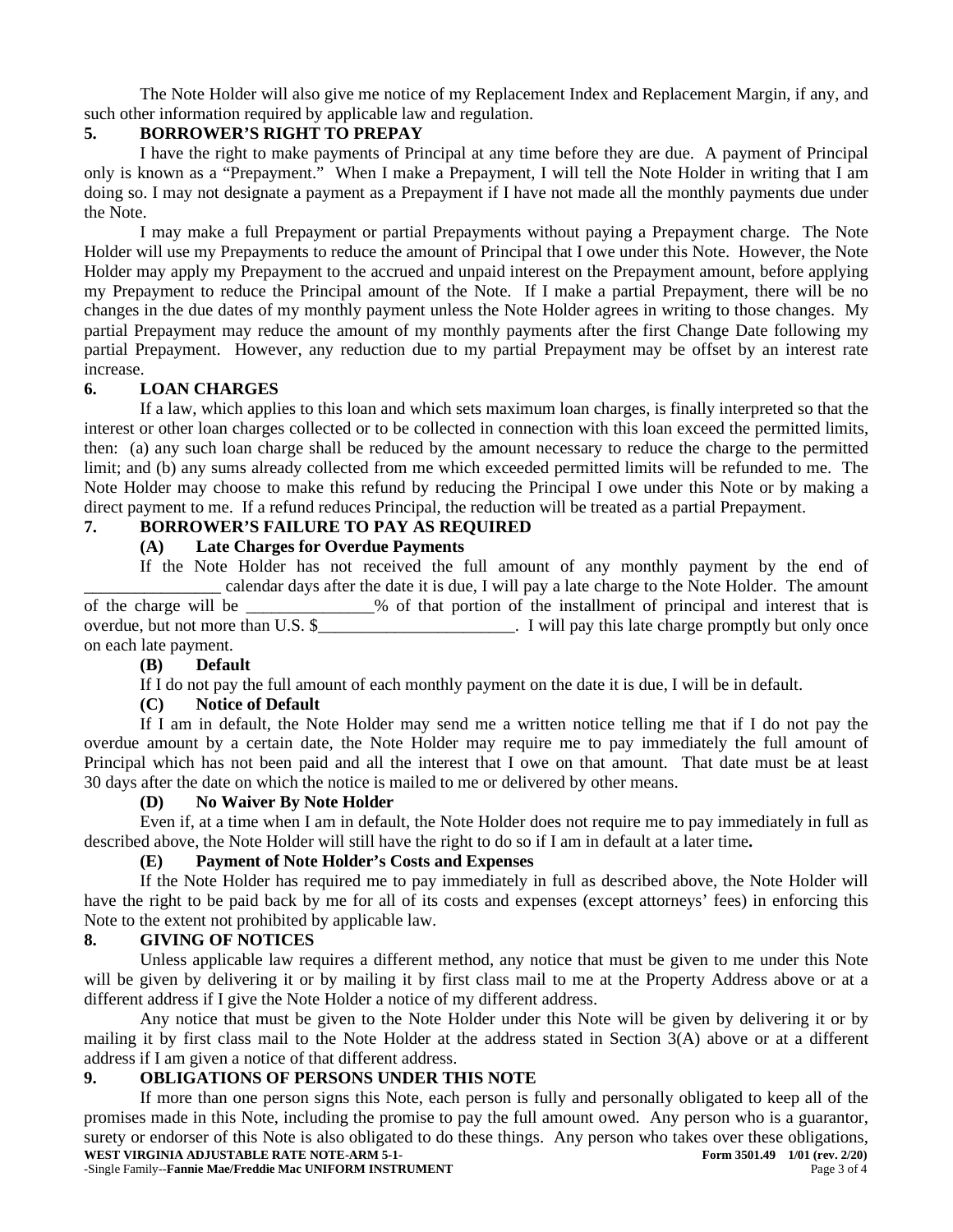The Note Holder will also give me notice of my Replacement Index and Replacement Margin, if any, and such other information required by applicable law and regulation.

**5. BORROWER'S RIGHT TO PREPAY**

I have the right to make payments of Principal at any time before they are due. A payment of Principal only is known as a "Prepayment." When I make a Prepayment, I will tell the Note Holder in writing that I am doing so. I may not designate a payment as a Prepayment if I have not made all the monthly payments due under the Note.

I may make a full Prepayment or partial Prepayments without paying a Prepayment charge. The Note Holder will use my Prepayments to reduce the amount of Principal that I owe under this Note. However, the Note Holder may apply my Prepayment to the accrued and unpaid interest on the Prepayment amount, before applying my Prepayment to reduce the Principal amount of the Note. If I make a partial Prepayment, there will be no changes in the due dates of my monthly payment unless the Note Holder agrees in writing to those changes. My partial Prepayment may reduce the amount of my monthly payments after the first Change Date following my partial Prepayment. However, any reduction due to my partial Prepayment may be offset by an interest rate increase.

**6. LOAN CHARGES**

If a law, which applies to this loan and which sets maximum loan charges, is finally interpreted so that the interest or other loan charges collected or to be collected in connection with this loan exceed the permitted limits, then: (a) any such loan charge shall be reduced by the amount necessary to reduce the charge to the permitted limit; and (b) any sums already collected from me which exceeded permitted limits will be refunded to me. The Note Holder may choose to make this refund by reducing the Principal I owe under this Note or by making a direct payment to me. If a refund reduces Principal, the reduction will be treated as a partial Prepayment.

**7. BORROWER'S FAILURE TO PAY AS REQUIRED**

**(A) Late Charges for Overdue Payments**

If the Note Holder has not received the full amount of any monthly payment by the end of ________________ calendar days after the date it is due, I will pay a late charge to the Note Holder. The amount of the charge will be _______________% of that portion of the installment of principal and interest that is overdue, but not more than U.S. $________________________. I will pay this late charge promptly but only once on each late payment.

**(B) Default**

If I do not pay the full amount of each monthly payment on the date it is due, I will be in default.

**(C) Notice of Default**

If I am in default, the Note Holder may send me a written notice telling me that if I do not pay the overdue amount by a certain date, the Note Holder may require me to pay immediately the full amount of Principal which has not been paid and all the interest that I owe on that amount. That date must be at least 30 days after the date on which the notice is mailed to me or delivered by other means.

**(D) No Waiver By Note Holder**

Even if, at a time when I am in default, the Note Holder does not require me to pay immediately in full as described above, the Note Holder will still have the right to do so if I am in default at a later time**.**

**(E) Payment of Note Holder's Costs and Expenses**

If the Note Holder has required me to pay immediately in full as described above, the Note Holder will have the right to be paid back by me for all of its costs and expenses (except attorneys' fees) in enforcing this Note to the extent not prohibited by applicable law.

**8. GIVING OF NOTICES**

Unless applicable law requires a different method, any notice that must be given to me under this Note will be given by delivering it or by mailing it by first class mail to me at the Property Address above or at a different address if I give the Note Holder a notice of my different address.

Any notice that must be given to the Note Holder under this Note will be given by delivering it or by mailing it by first class mail to the Note Holder at the address stated in Section 3(A) above or at a different address if I am given a notice of that different address.

**9. OBLIGATIONS OF PERSONS UNDER THIS NOTE**

If more than one person signs this Note, each person is fully and personally obligated to keep all of the promises made in this Note, including the promise to pay the full amount owed. Any person who is a guarantor, surety or endorser of this Note is also obligated to do these things. Any person who takes over these obligations,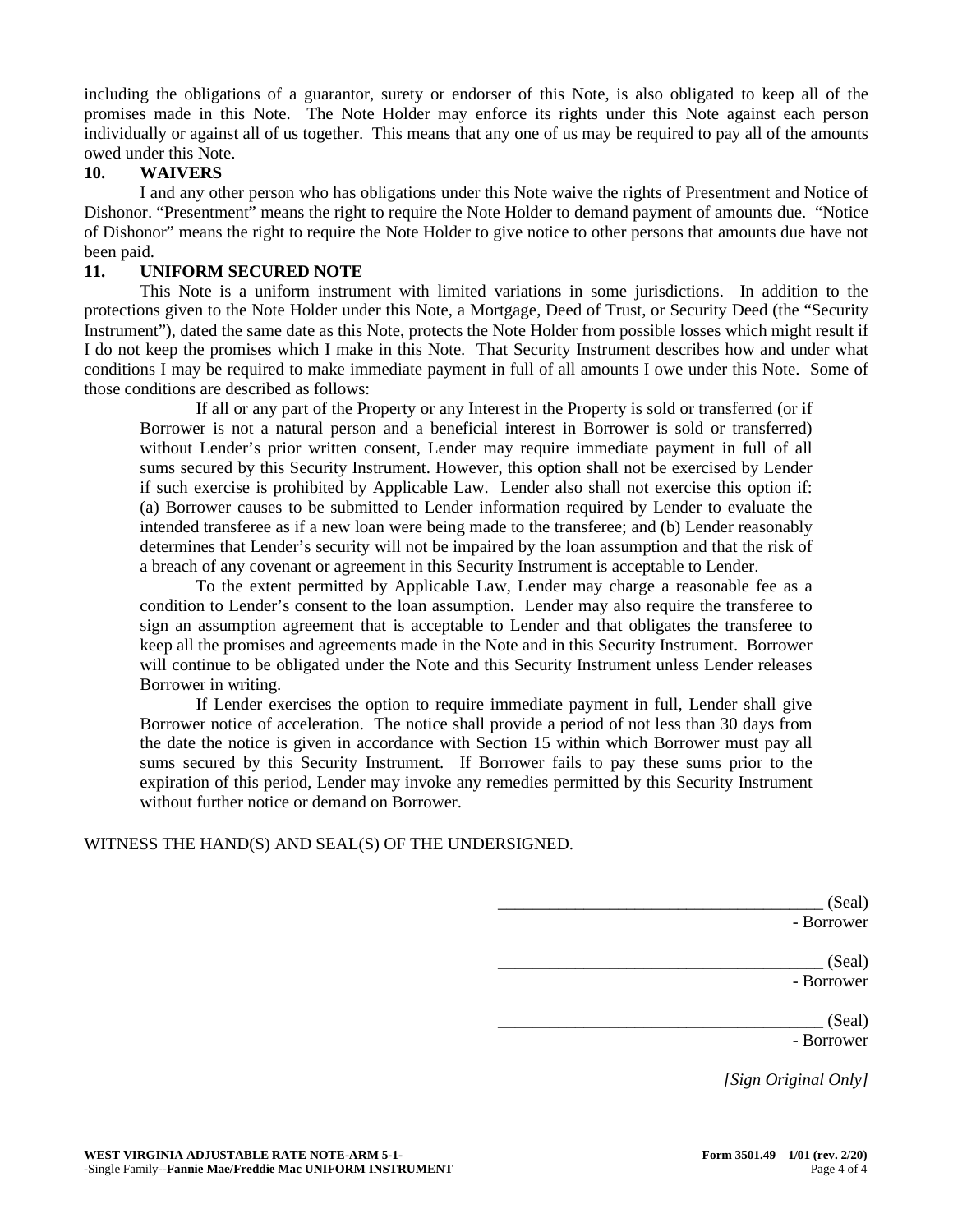including the obligations of a guarantor, surety or endorser of this Note, is also obligated to keep all of the promises made in this Note. The Note Holder may enforce its rights under this Note against each person individually or against all of us together. This means that any one of us may be required to pay all of the amounts owed under this Note.

**10. WAIVERS**

I and any other person who has obligations under this Note waive the rights of Presentment and Notice of Dishonor. "Presentment" means the right to require the Note Holder to demand payment of amounts due. "Notice of Dishonor" means the right to require the Note Holder to give notice to other persons that amounts due have not been paid.

**11. UNIFORM SECURED NOTE**

This Note is a uniform instrument with limited variations in some jurisdictions. In addition to the protections given to the Note Holder under this Note, a Mortgage, Deed of Trust, or Security Deed (the "Security Instrument"), dated the same date as this Note, protects the Note Holder from possible losses which might result if I do not keep the promises which I make in this Note. That Security Instrument describes how and under what conditions I may be required to make immediate payment in full of all amounts I owe under this Note. Some of those conditions are described as follows:

> If all or any part of the Property or any Interest in the Property is sold or transferred (or if Borrower is not a natural person and a beneficial interest in Borrower is sold or transferred) without Lender's prior written consent, Lender may require immediate payment in full of all sums secured by this Security Instrument. However, this option shall not be exercised by Lender if such exercise is prohibited by Applicable Law. Lender also shall not exercise this option if: (a) Borrower causes to be submitted to Lender information required by Lender to evaluate the intended transferee as if a new loan were being made to the transferee; and (b) Lender reasonably determines that Lender's security will not be impaired by the loan assumption and that the risk of a breach of any covenant or agreement in this Security Instrument is acceptable to Lender.
>
> To the extent permitted by Applicable Law, Lender may charge a reasonable fee as a condition to Lender's consent to the loan assumption. Lender may also require the transferee to sign an assumption agreement that is acceptable to Lender and that obligates the transferee to keep all the promises and agreements made in the Note and in this Security Instrument. Borrower will continue to be obligated under the Note and this Security Instrument unless Lender releases Borrower in writing.
>
> If Lender exercises the option to require immediate payment in full, Lender shall give Borrower notice of acceleration. The notice shall provide a period of not less than 30 days from the date the notice is given in accordance with Section 15 within which Borrower must pay all sums secured by this Security Instrument. If Borrower fails to pay these sums prior to the expiration of this period, Lender may invoke any remedies permitted by this Security Instrument without further notice or demand on Borrower.

WITNESS THE HAND(S) AND SEAL(S) OF THE UNDERSIGNED.

_______________________________________ (Seal)
- Borrower

_______________________________________ (Seal)
- Borrower

_______________________________________ (Seal)
- Borrower

*[Sign Original Only]*

**WEST VIRGINIA ADJUSTABLE RATE NOTE-ARM 5-1-**
-Single Family--**Fannie Mae/Freddie Mac UNIFORM INSTRUMENT**

**Form 3501.49 1/01 (rev. 2/20)**